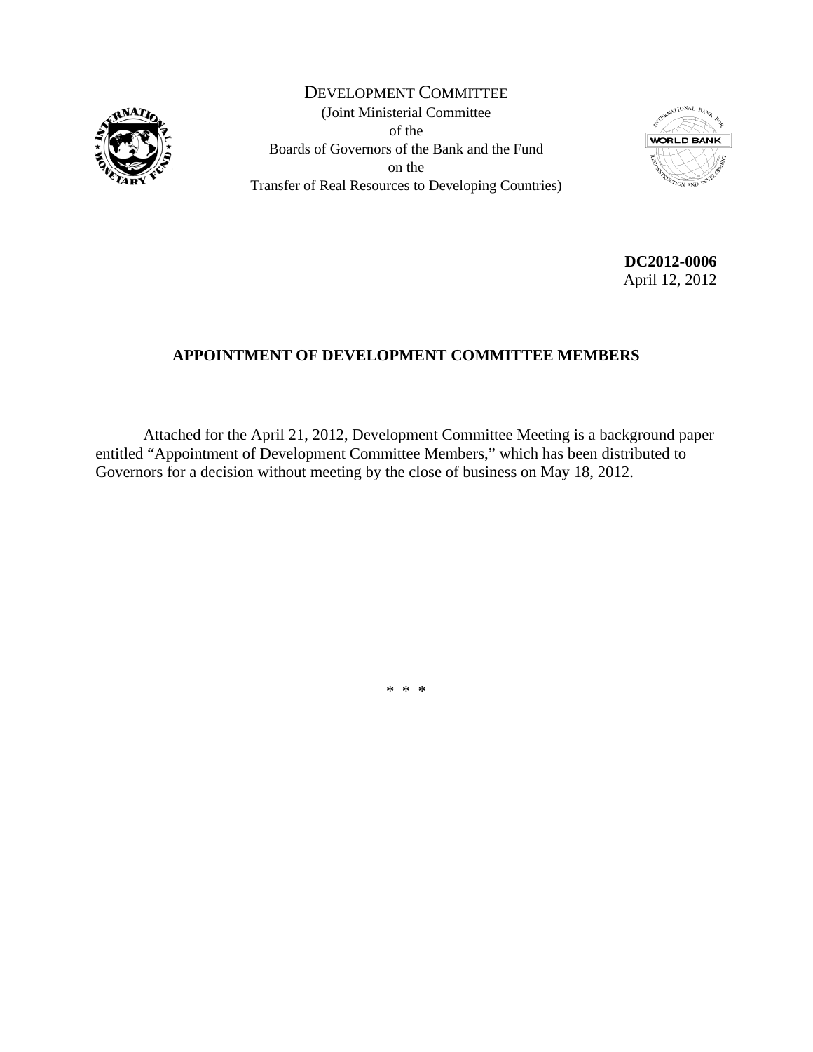DEVELOPMENT COMMITTEE
(Joint Ministerial Committee
of the
Boards of Governors of the Bank and the Fund
on the
Transfer of Real Resources to Developing Countries)

**DC2012-0006**
April 12, 2012

## APPOINTMENT OF DEVELOPMENT COMMITTEE MEMBERS

Attached for the April 21, 2012, Development Committee Meeting is a background paper entitled "Appointment of Development Committee Members," which has been distributed to Governors for a decision without meeting by the close of business on May 18, 2012.

\* \* \*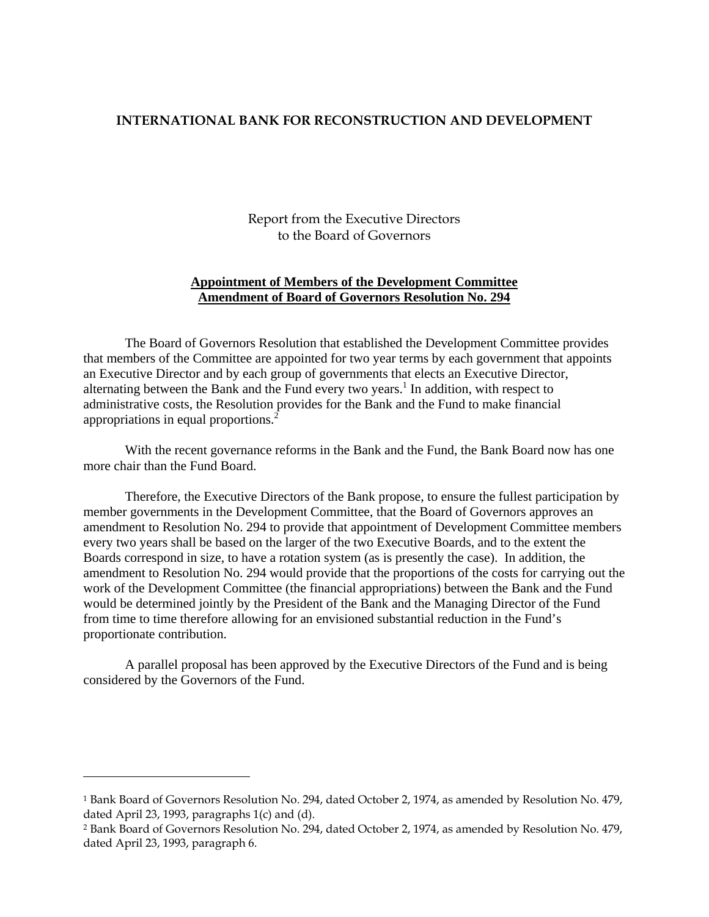# INTERNATIONAL BANK FOR RECONSTRUCTION AND DEVELOPMENT

Report from the Executive Directors
to the Board of Governors

**Appointment of Members of the Development Committee**
**Amendment of Board of Governors Resolution No. 294**

The Board of Governors Resolution that established the Development Committee provides that members of the Committee are appointed for two year terms by each government that appoints an Executive Director and by each group of governments that elects an Executive Director, alternating between the Bank and the Fund every two years.[1] In addition, with respect to administrative costs, the Resolution provides for the Bank and the Fund to make financial appropriations in equal proportions.[2]

With the recent governance reforms in the Bank and the Fund, the Bank Board now has one more chair than the Fund Board.

Therefore, the Executive Directors of the Bank propose, to ensure the fullest participation by member governments in the Development Committee, that the Board of Governors approves an amendment to Resolution No. 294 to provide that appointment of Development Committee members every two years shall be based on the larger of the two Executive Boards, and to the extent the Boards correspond in size, to have a rotation system (as is presently the case). In addition, the amendment to Resolution No. 294 would provide that the proportions of the costs for carrying out the work of the Development Committee (the financial appropriations) between the Bank and the Fund would be determined jointly by the President of the Bank and the Managing Director of the Fund from time to time therefore allowing for an envisioned substantial reduction in the Fund's proportionate contribution.

A parallel proposal has been approved by the Executive Directors of the Fund and is being considered by the Governors of the Fund.

---

[1] Bank Board of Governors Resolution No. 294, dated October 2, 1974, as amended by Resolution No. 479, dated April 23, 1993, paragraphs 1(c) and (d).

[2] Bank Board of Governors Resolution No. 294, dated October 2, 1974, as amended by Resolution No. 479, dated April 23, 1993, paragraph 6.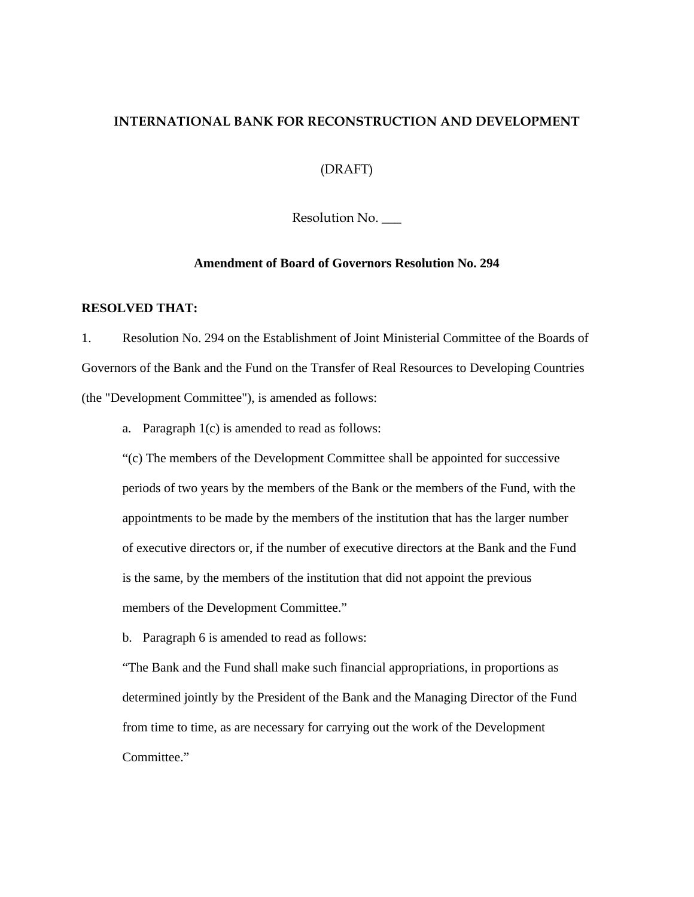**INTERNATIONAL BANK FOR RECONSTRUCTION AND DEVELOPMENT**

(DRAFT)

Resolution No. ___

**Amendment of Board of Governors Resolution No. 294**

**RESOLVED THAT:**

1. Resolution No. 294 on the Establishment of Joint Ministerial Committee of the Boards of Governors of the Bank and the Fund on the Transfer of Real Resources to Developing Countries (the "Development Committee"), is amended as follows:

   a. Paragraph 1(c) is amended to read as follows:

   "(c) The members of the Development Committee shall be appointed for successive periods of two years by the members of the Bank or the members of the Fund, with the appointments to be made by the members of the institution that has the larger number of executive directors or, if the number of executive directors at the Bank and the Fund is the same, by the members of the institution that did not appoint the previous members of the Development Committee."

   b. Paragraph 6 is amended to read as follows:

   "The Bank and the Fund shall make such financial appropriations, in proportions as determined jointly by the President of the Bank and the Managing Director of the Fund from time to time, as are necessary for carrying out the work of the Development Committee."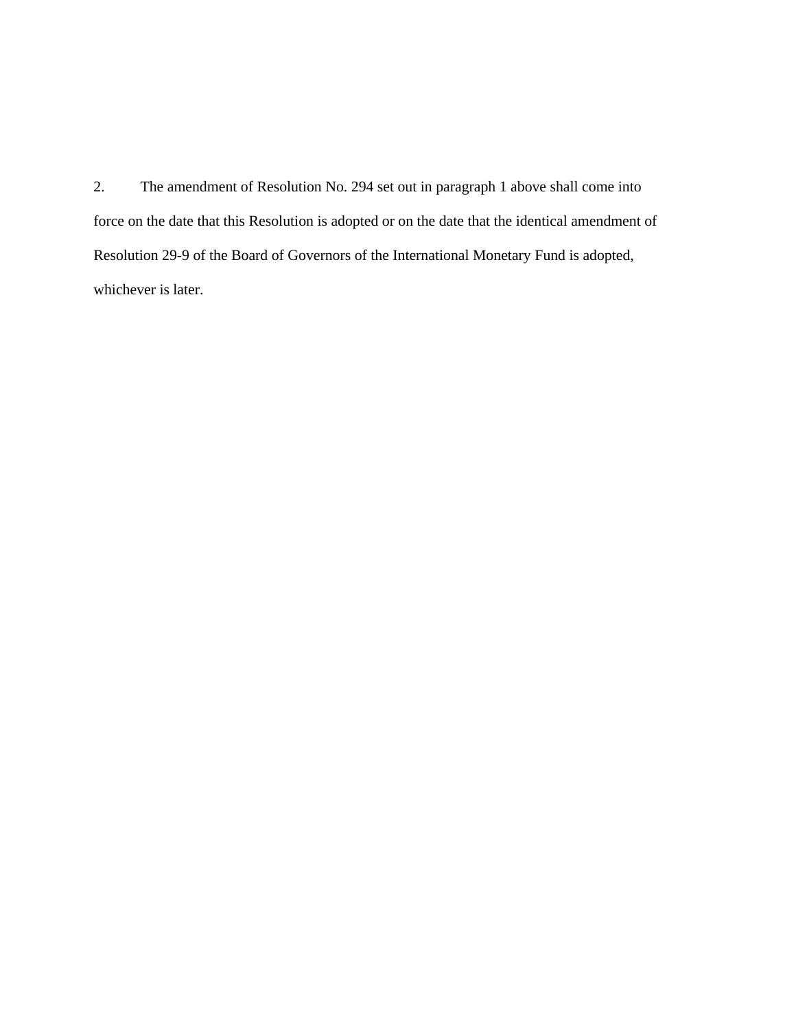2. The amendment of Resolution No. 294 set out in paragraph 1 above shall come into force on the date that this Resolution is adopted or on the date that the identical amendment of Resolution 29-9 of the Board of Governors of the International Monetary Fund is adopted, whichever is later.